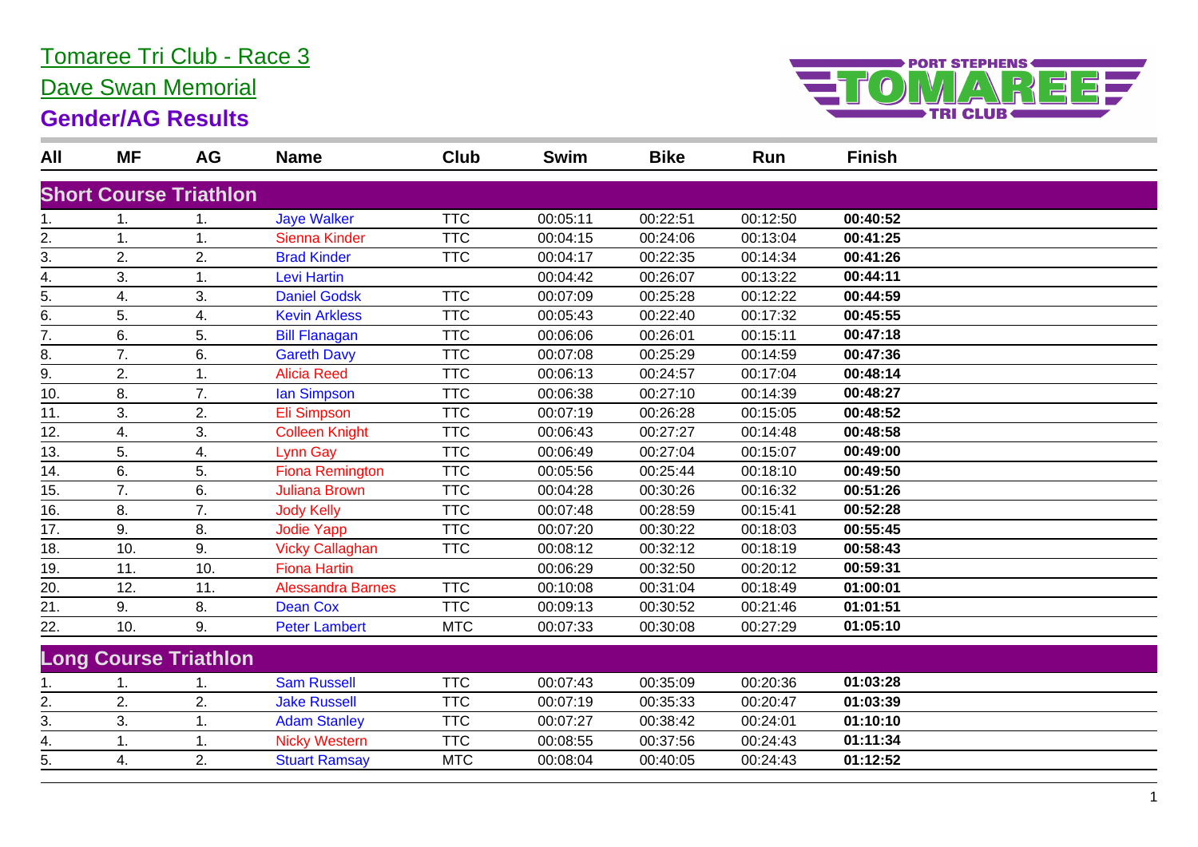# Tomaree Tri Club - Race 3

## Dave Swan Memorial

## Gender/AG Results

| All | MF | AG | Name | Club | Swim | Bike | Run | Finish |
|---|---|---|---|---|---|---|---|---|
| **Short Course Triathlon** | | | | | | | | |
| 1. | 1. | 1. | Jaye Walker | TTC | 00:05:11 | 00:22:51 | 00:12:50 | **00:40:52** |
| 2. | 1. | 1. | Sienna Kinder | TTC | 00:04:15 | 00:24:06 | 00:13:04 | **00:41:25** |
| 3. | 2. | 2. | Brad Kinder | TTC | 00:04:17 | 00:22:35 | 00:14:34 | **00:41:26** |
| 4. | 3. | 1. | Levi Hartin | | 00:04:42 | 00:26:07 | 00:13:22 | **00:44:11** |
| 5. | 4. | 3. | Daniel Godsk | TTC | 00:07:09 | 00:25:28 | 00:12:22 | **00:44:59** |
| 6. | 5. | 4. | Kevin Arkless | TTC | 00:05:43 | 00:22:40 | 00:17:32 | **00:45:55** |
| 7. | 6. | 5. | Bill Flanagan | TTC | 00:06:06 | 00:26:01 | 00:15:11 | **00:47:18** |
| 8. | 7. | 6. | Gareth Davy | TTC | 00:07:08 | 00:25:29 | 00:14:59 | **00:47:36** |
| 9. | 2. | 1. | Alicia Reed | TTC | 00:06:13 | 00:24:57 | 00:17:04 | **00:48:14** |
| 10. | 8. | 7. | Ian Simpson | TTC | 00:06:38 | 00:27:10 | 00:14:39 | **00:48:27** |
| 11. | 3. | 2. | Eli Simpson | TTC | 00:07:19 | 00:26:28 | 00:15:05 | **00:48:52** |
| 12. | 4. | 3. | Colleen Knight | TTC | 00:06:43 | 00:27:27 | 00:14:48 | **00:48:58** |
| 13. | 5. | 4. | Lynn Gay | TTC | 00:06:49 | 00:27:04 | 00:15:07 | **00:49:00** |
| 14. | 6. | 5. | Fiona Remington | TTC | 00:05:56 | 00:25:44 | 00:18:10 | **00:49:50** |
| 15. | 7. | 6. | Juliana Brown | TTC | 00:04:28 | 00:30:26 | 00:16:32 | **00:51:26** |
| 16. | 8. | 7. | Jody Kelly | TTC | 00:07:48 | 00:28:59 | 00:15:41 | **00:52:28** |
| 17. | 9. | 8. | Jodie Yapp | TTC | 00:07:20 | 00:30:22 | 00:18:03 | **00:55:45** |
| 18. | 10. | 9. | Vicky Callaghan | TTC | 00:08:12 | 00:32:12 | 00:18:19 | **00:58:43** |
| 19. | 11. | 10. | Fiona Hartin | | 00:06:29 | 00:32:50 | 00:20:12 | **00:59:31** |
| 20. | 12. | 11. | Alessandra Barnes | TTC | 00:10:08 | 00:31:04 | 00:18:49 | **01:00:01** |
| 21. | 9. | 8. | Dean Cox | TTC | 00:09:13 | 00:30:52 | 00:21:46 | **01:01:51** |
| 22. | 10. | 9. | Peter Lambert | MTC | 00:07:33 | 00:30:08 | 00:27:29 | **01:05:10** |
| **Long Course Triathlon** | | | | | | | | |
| 1. | 1. | 1. | Sam Russell | TTC | 00:07:43 | 00:35:09 | 00:20:36 | **01:03:28** |
| 2. | 2. | 2. | Jake Russell | TTC | 00:07:19 | 00:35:33 | 00:20:47 | **01:03:39** |
| 3. | 3. | 1. | Adam Stanley | TTC | 00:07:27 | 00:38:42 | 00:24:01 | **01:10:10** |
| 4. | 1. | 1. | Nicky Western | TTC | 00:08:55 | 00:37:56 | 00:24:43 | **01:11:34** |
| 5. | 4. | 2. | Stuart Ramsay | MTC | 00:08:04 | 00:40:05 | 00:24:43 | **01:12:52** |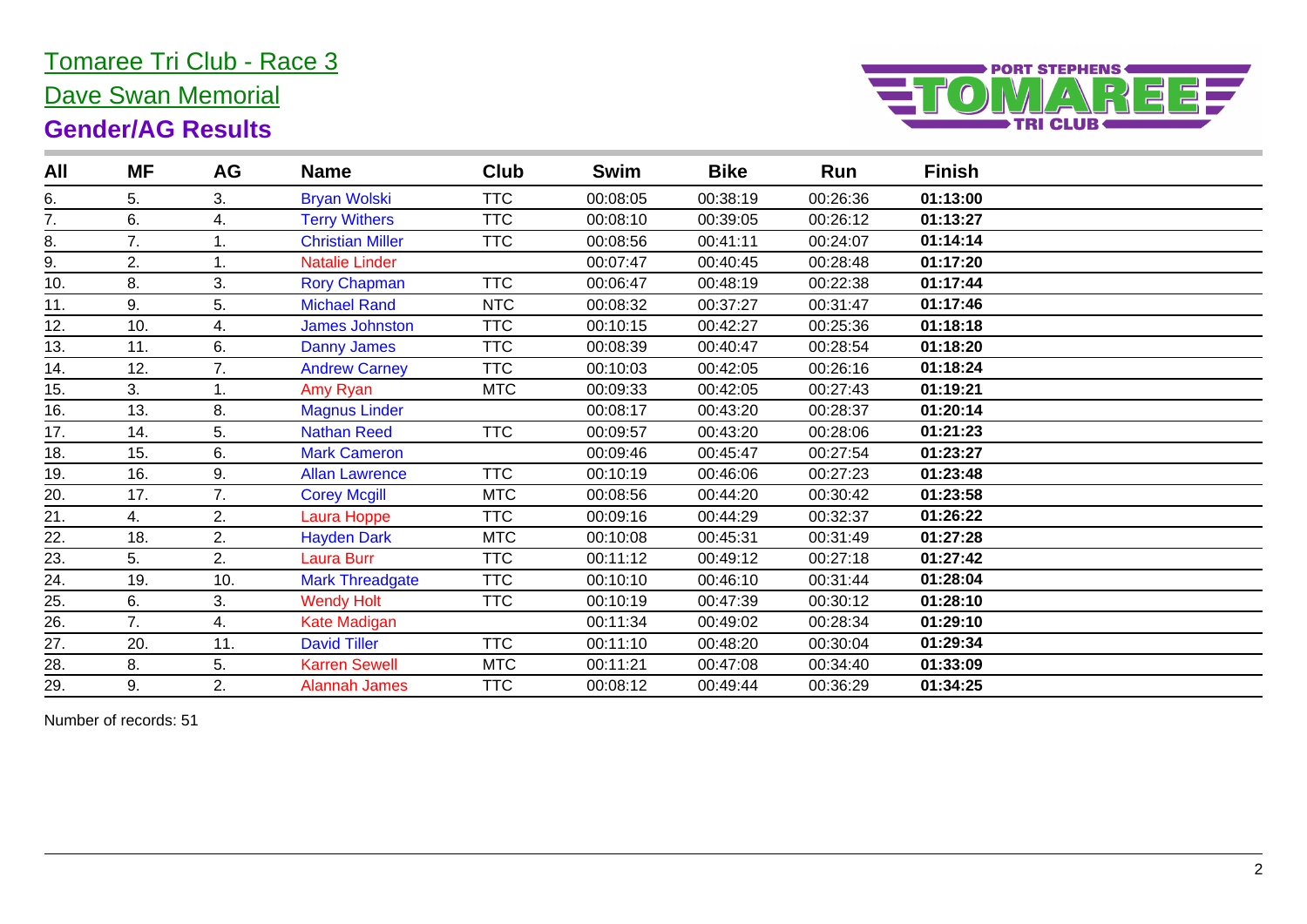# Tomaree Tri Club - Race 3

## Dave Swan Memorial

### Gender/AG Results

| All | MF | AG | Name | Club | Swim | Bike | Run | Finish |
|---|---|---|---|---|---|---|---|---|
| 6. | 5. | 3. | Bryan Wolski | TTC | 00:08:05 | 00:38:19 | 00:26:36 | **01:13:00** |
| 7. | 6. | 4. | Terry Withers | TTC | 00:08:10 | 00:39:05 | 00:26:12 | **01:13:27** |
| 8. | 7. | 1. | Christian Miller | TTC | 00:08:56 | 00:41:11 | 00:24:07 | **01:14:14** |
| 9. | 2. | 1. | Natalie Linder | | 00:07:47 | 00:40:45 | 00:28:48 | **01:17:20** |
| 10. | 8. | 3. | Rory Chapman | TTC | 00:06:47 | 00:48:19 | 00:22:38 | **01:17:44** |
| 11. | 9. | 5. | Michael Rand | NTC | 00:08:32 | 00:37:27 | 00:31:47 | **01:17:46** |
| 12. | 10. | 4. | James Johnston | TTC | 00:10:15 | 00:42:27 | 00:25:36 | **01:18:18** |
| 13. | 11. | 6. | Danny James | TTC | 00:08:39 | 00:40:47 | 00:28:54 | **01:18:20** |
| 14. | 12. | 7. | Andrew Carney | TTC | 00:10:03 | 00:42:05 | 00:26:16 | **01:18:24** |
| 15. | 3. | 1. | Amy Ryan | MTC | 00:09:33 | 00:42:05 | 00:27:43 | **01:19:21** |
| 16. | 13. | 8. | Magnus Linder | | 00:08:17 | 00:43:20 | 00:28:37 | **01:20:14** |
| 17. | 14. | 5. | Nathan Reed | TTC | 00:09:57 | 00:43:20 | 00:28:06 | **01:21:23** |
| 18. | 15. | 6. | Mark Cameron | | 00:09:46 | 00:45:47 | 00:27:54 | **01:23:27** |
| 19. | 16. | 9. | Allan Lawrence | TTC | 00:10:19 | 00:46:06 | 00:27:23 | **01:23:48** |
| 20. | 17. | 7. | Corey Mcgill | MTC | 00:08:56 | 00:44:20 | 00:30:42 | **01:23:58** |
| 21. | 4. | 2. | Laura Hoppe | TTC | 00:09:16 | 00:44:29 | 00:32:37 | **01:26:22** |
| 22. | 18. | 2. | Hayden Dark | MTC | 00:10:08 | 00:45:31 | 00:31:49 | **01:27:28** |
| 23. | 5. | 2. | Laura Burr | TTC | 00:11:12 | 00:49:12 | 00:27:18 | **01:27:42** |
| 24. | 19. | 10. | Mark Threadgate | TTC | 00:10:10 | 00:46:10 | 00:31:44 | **01:28:04** |
| 25. | 6. | 3. | Wendy Holt | TTC | 00:10:19 | 00:47:39 | 00:30:12 | **01:28:10** |
| 26. | 7. | 4. | Kate Madigan | | 00:11:34 | 00:49:02 | 00:28:34 | **01:29:10** |
| 27. | 20. | 11. | David Tiller | TTC | 00:11:10 | 00:48:20 | 00:30:04 | **01:29:34** |
| 28. | 8. | 5. | Karren Sewell | MTC | 00:11:21 | 00:47:08 | 00:34:40 | **01:33:09** |
| 29. | 9. | 2. | Alannah James | TTC | 00:08:12 | 00:49:44 | 00:36:29 | **01:34:25** |

Number of records: 51